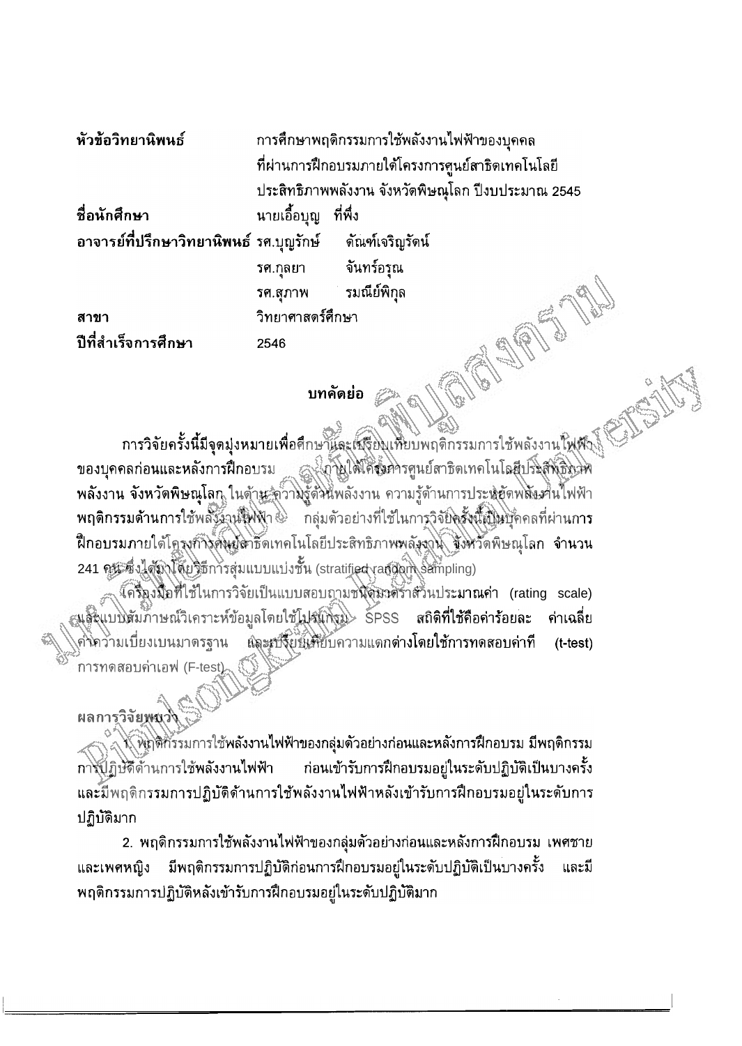| | |
|---|---|
| **หัวข้อวิทยานิพนธ์** | การศึกษาพฤติกรรมการใช้พลังงานไฟฟ้าของบุคคลที่ผ่านการฝึกอบรมภายใต้โครงการศูนย์สาธิตเทคโนโลยีประสิทธิภาพพลังงาน จังหวัดพิษณุโลก ปีงบประมาณ 2545 |
| **ชื่อนักศึกษา** | นายเอื้อบุญ ที่พึ่ง |
| **อาจารย์ที่ปรึกษาวิทยานิพนธ์** | รศ.บุญรักษ์ ตัณฑ์เจริญรัตน์ |
| | รศ.กุลยา จันทร์อรุณ |
| | รศ.สุภาพ รมณีย์พิกุล |
| **สาขา** | วิทยาศาสตร์ศึกษา |
| **ปีที่สำเร็จการศึกษา** | 2546 |

## บทคัดย่อ

การวิจัยครั้งนี้มีจุดมุ่งหมายเพื่อศึกษาและเปรียบเทียบพฤติกรรมการใช้พลังงานไฟฟ้าของบุคคลก่อนและหลังการฝึกอบรม ภายใต้โครงการศูนย์สาธิตเทคโนโลยีประสิทธิภาพพลังงาน จังหวัดพิษณุโลก ในด้านความรู้ด้านพลังงาน ความรู้ด้านการประหยัดพลังงานไฟฟ้า พฤติกรรมด้านการใช้พลังงานไฟฟ้า กลุ่มตัวอย่างที่ใช้ในการวิจัยครั้งนี้เป็นบุคคลที่ผ่านการฝึกอบรมภายใต้โครงการศูนย์สาธิตเทคโนโลยีประสิทธิภาพพลังงาน จังหวัดพิษณุโลก จำนวน 241 คน ซึ่งได้มาโดยวิธีการสุ่มแบบแบ่งชั้น (stratified random sampling)

เครื่องมือที่ใช้ในการวิจัยเป็นแบบสอบถามชนิดมาตราส่วนประมาณค่า (rating scale) และแบบสัมภาษณ์วิเคราะห์ข้อมูลโดยใช้โปรแกรม SPSS สถิติที่ใช้คือค่าร้อยละ ค่าเฉลี่ย ค่าความเบี่ยงเบนมาตรฐาน และเปรียบเทียบความแตกต่างโดยใช้การทดสอบค่าที (t-test) การทดสอบค่าเอฟ (F-test)

ผลการวิจัยพบว่า

1. พฤติกรรมการใช้พลังงานไฟฟ้าของกลุ่มตัวอย่างก่อนและหลังการฝึกอบรม มีพฤติกรรมการปฏิบัติด้านการใช้พลังงานไฟฟ้า ก่อนเข้ารับการฝึกอบรมอยู่ในระดับปฏิบัติเป็นบางครั้ง และมีพฤติกรรมการปฏิบัติด้านการใช้พลังงานไฟฟ้าหลังเข้ารับการฝึกอบรมอยู่ในระดับการปฏิบัติมาก

2. พฤติกรรมการใช้พลังงานไฟฟ้าของกลุ่มตัวอย่างก่อนและหลังการฝึกอบรม เพศชายและเพศหญิง มีพฤติกรรมการปฏิบัติก่อนการฝึกอบรมอยู่ในระดับปฏิบัติเป็นบางครั้ง และมีพฤติกรรมการปฏิบัติหลังเข้ารับการฝึกอบรมอยู่ในระดับปฏิบัติมาก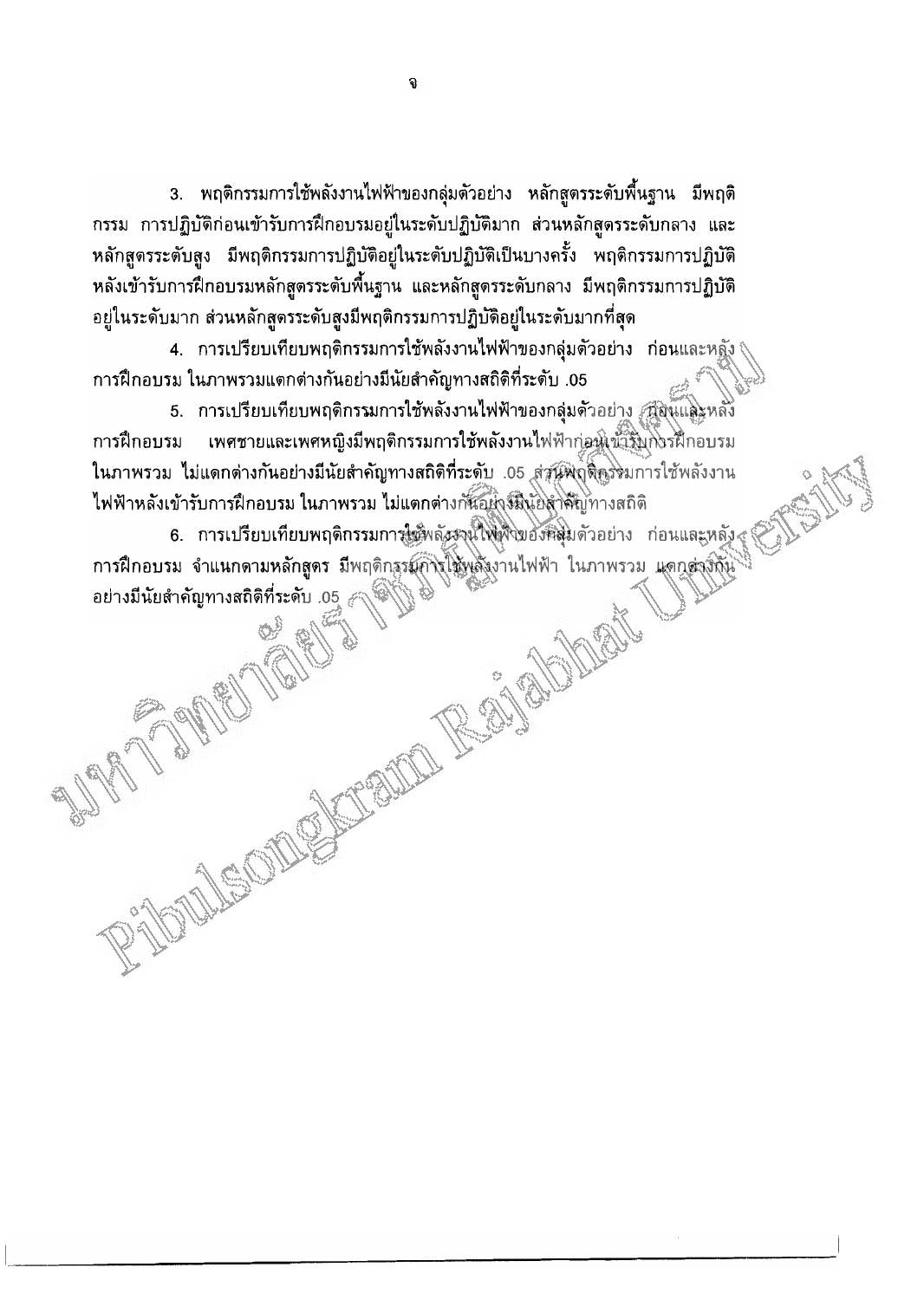3. พฤติกรรมการใช้พลังงานไฟฟ้าของกลุ่มตัวอย่าง หลักสูตรระดับพื้นฐาน มีพฤติกรรม การปฏิบัติก่อนเข้ารับการฝึกอบรมอยู่ในระดับปฏิบัติมาก ส่วนหลักสูตรระดับกลาง และหลักสูตรระดับสูง มีพฤติกรรมการปฏิบัติอยู่ในระดับปฏิบัติเป็นบางครั้ง พฤติกรรมการปฏิบัติหลังเข้ารับการฝึกอบรมหลักสูตรระดับพื้นฐาน และหลักสูตรระดับกลาง มีพฤติกรรมการปฏิบัติอยู่ในระดับมาก ส่วนหลักสูตรระดับสูงมีพฤติกรรมการปฏิบัติอยู่ในระดับมากที่สุด

4. การเปรียบเทียบพฤติกรรมการใช้พลังงานไฟฟ้าของกลุ่มตัวอย่าง ก่อนและหลังการฝึกอบรม ในภาพรวมแตกต่างกันอย่างมีนัยสำคัญทางสถิติที่ระดับ .05

5. การเปรียบเทียบพฤติกรรมการใช้พลังงานไฟฟ้าของกลุ่มตัวอย่าง ก่อนและหลังการฝึกอบรม เพศชายและเพศหญิงมีพฤติกรรมการใช้พลังงานไฟฟ้าก่อนเข้ารับการฝึกอบรมในภาพรวม ไม่แตกต่างกันอย่างมีนัยสำคัญทางสถิติที่ระดับ .05 ส่วนพฤติกรรมการใช้พลังงานไฟฟ้าหลังเข้ารับการฝึกอบรม ในภาพรวม ไม่แตกต่างกันอย่างมีนัยสำคัญทางสถิติ

6. การเปรียบเทียบพฤติกรรมการใช้พลังงานไฟฟ้าของกลุ่มตัวอย่าง ก่อนและหลังการฝึกอบรม จำแนกตามหลักสูตร มีพฤติกรรมการใช้พลังงานไฟฟ้า ในภาพรวม แตกต่างกันอย่างมีนัยสำคัญทางสถิติที่ระดับ .05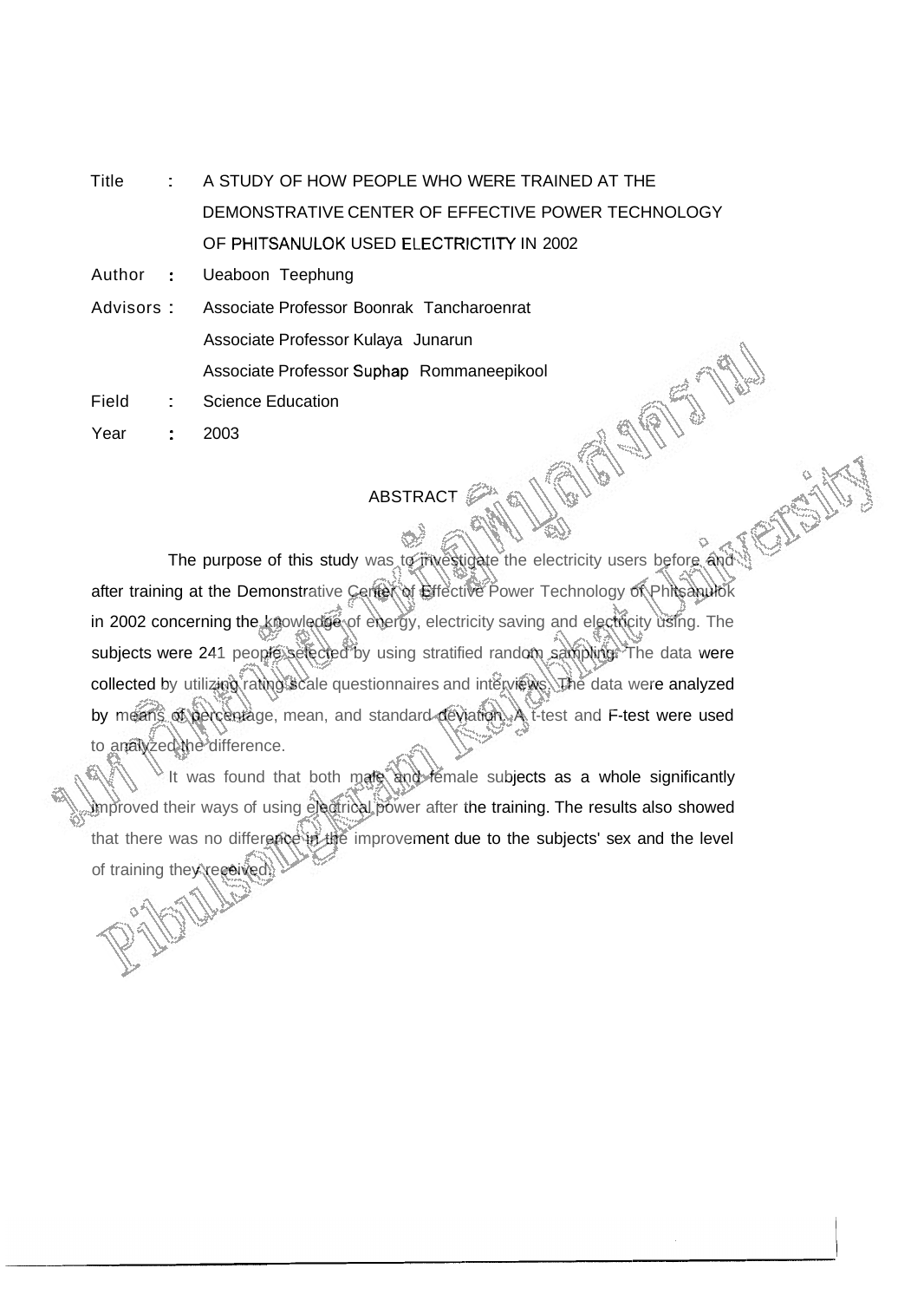| | | |
|---|---|---|
| Title | : | A STUDY OF HOW PEOPLE WHO WERE TRAINED AT THE DEMONSTRATIVE CENTER OF EFFECTIVE POWER TECHNOLOGY OF PHITSANULOK USED ELECTRICTITY IN 2002 |
| Author | : | Ueaboon Teephung |
| Advisors | : | Associate Professor Boonrak Tancharoenrat<br>Associate Professor Kulaya Junarun<br>Associate Professor Suphap Rommaneepikool |
| Field | : | Science Education |
| Year | : | 2003 |

## ABSTRACT

The purpose of this study was to investigate the electricity users before and after training at the Demonstrative Center of Effective Power Technology of Phitsanulok in 2002 concerning the knowledge of energy, electricity saving and electricity using. The subjects were 241 people selected by using stratified random sampling. The data were collected by utilizing rating scale questionnaires and interviews. The data were analyzed by means of percentage, mean, and standard deviation. A t-test and F-test were used to analyzed the difference.

It was found that both male and female subjects as a whole significantly improved their ways of using electrical power after the training. The results also showed that there was no difference in the improvement due to the subjects' sex and the level of training they received.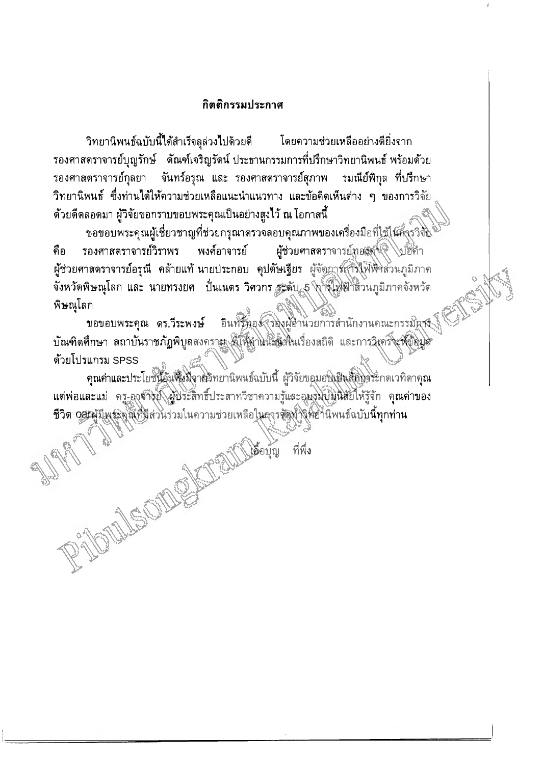## กิตติกรรมประกาศ

วิทยานิพนธ์ฉบับนี้ได้สำเร็จลุล่วงไปด้วยดี โดยความช่วยเหลืออย่างดียิ่งจาก รองศาสตราจารย์บุญรักษ์ ตัณฑ์เจริญรัตน์ ประธานกรรมการที่ปรึกษาวิทยานิพนธ์ พร้อมด้วย รองศาสตราจารย์กุลยา จันทร์อรุณ และ รองศาสตราจารย์สุภาพ รมณีย์พิกุล ที่ปรึกษาวิทยานิพนธ์ ซึ่งท่านได้ให้ความช่วยเหลือแนะนำแนวทาง และข้อคิดเห็นต่าง ๆ ของการวิจัยด้วยดีตลอดมา ผู้วิจัยขอกราบขอบพระคุณเป็นอย่างสูงไว้ ณ โอกาสนี้

ขอขอบพระคุณผู้เชี่ยวชาญที่ช่วยกรุณาตรวจสอบคุณภาพของเครื่องมือที่ใช้ในการวิจัย คือ รองศาสตราจารย์วิราพร พงศ์อาจารย์ ผู้ช่วยศาสตราจารย์ทองคำ บ่อคำ ผู้ช่วยศาสตราจารย์อรุณี คล้ายแท้ นายประกอบ คุปตัษเฐียร ผู้จัดการการไฟฟ้าส่วนภูมิภาค จังหวัดพิษณุโลก และ นายทรงยศ ปั้นเนตร วิศวกร ระดับ 5 การไฟฟ้าส่วนภูมิภาคจังหวัดพิษณุโลก

ขอขอบพระคุณ ดร.วีระพงษ์ อินทร์ทอง รองผู้อำนวยการสำนักงานคณะกรรมการบัณฑิตศึกษา สถาบันราชภัฏพิบูลสงคราม ที่ให้คำแนะนำในเรื่องสถิติ และการวิเคราะห์ข้อมูลด้วยโปรแกรม SPSS

คุณค่าและประโยชน์อันพึงมีจากวิทยานิพนธ์ฉบับนี้ ผู้วิจัยขอมอบเป็นสักการะกตเวทิตาคุณแด่พ่อและแม่ ครู-อาจารย์ ผู้ประสิทธิ์ประสาทวิชาความรู้และอบรมบ่มนิสัยให้รู้จัก คุณค่าของชีวิต และผู้มีพระคุณที่มีส่วนร่วมในความช่วยเหลือในการจัดทำวิทยานิพนธ์ฉบับนี้ทุกท่าน

เอื้อบุญ ที่พึ่ง